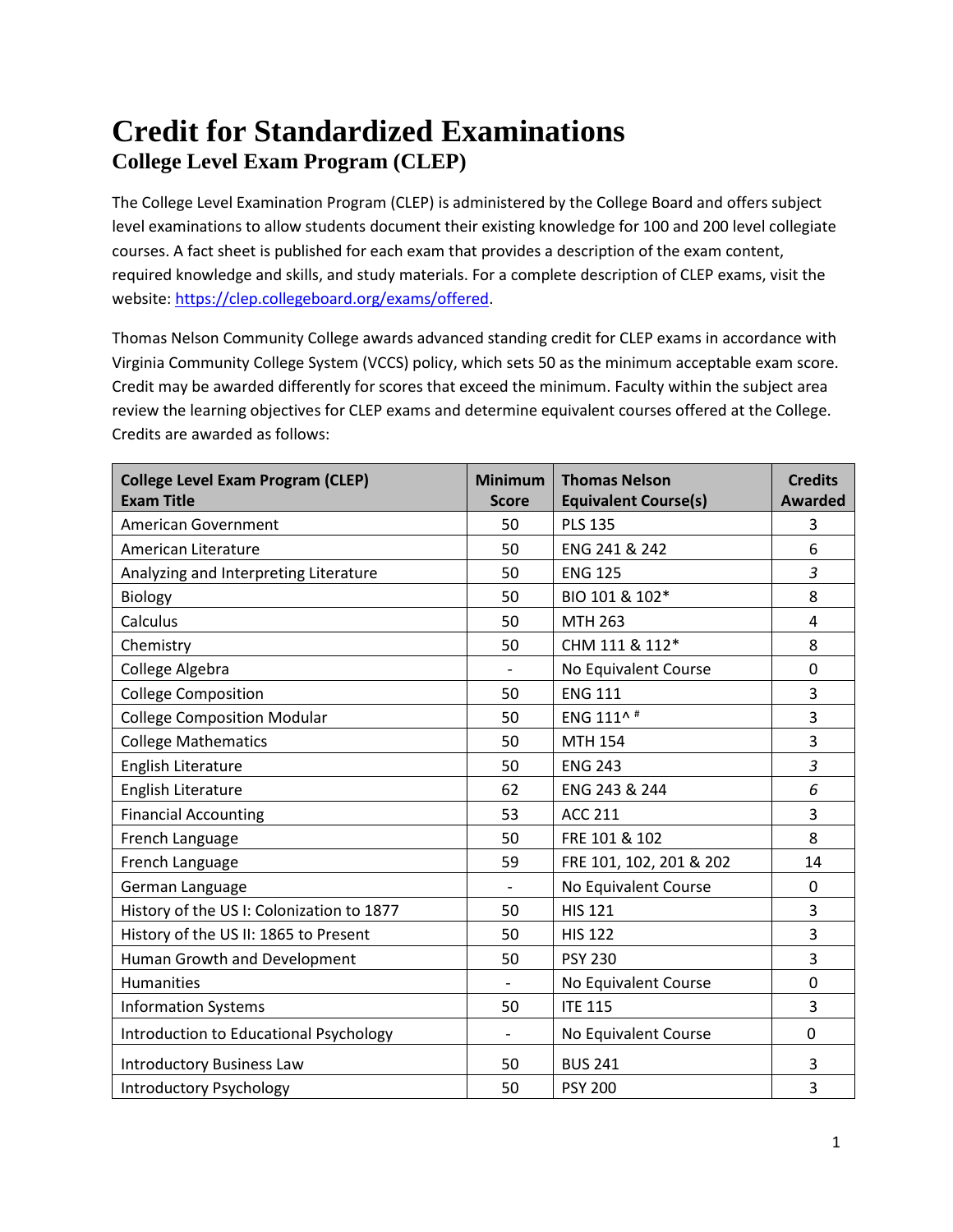# Credit for Standardized Examinations

## College Level Exam Program (CLEP)

The College Level Examination Program (CLEP) is administered by the College Board and offers subject level examinations to allow students document their existing knowledge for 100 and 200 level collegiate courses. A fact sheet is published for each exam that provides a description of the exam content, required knowledge and skills, and study materials. For a complete description of CLEP exams, visit the website: [https://clep.collegeboard.org/exams/offered](https://clep.collegeboard.org/exams/offered).

Thomas Nelson Community College awards advanced standing credit for CLEP exams in accordance with Virginia Community College System (VCCS) policy, which sets 50 as the minimum acceptable exam score. Credit may be awarded differently for scores that exceed the minimum. Faculty within the subject area review the learning objectives for CLEP exams and determine equivalent courses offered at the College. Credits are awarded as follows:

| College Level Exam Program (CLEP) Exam Title | Minimum Score | Thomas Nelson Equivalent Course(s) | Credits Awarded |
|---|---|---|---|
| American Government | 50 | PLS 135 | 3 |
| American Literature | 50 | ENG 241 & 242 | 6 |
| Analyzing and Interpreting Literature | 50 | ENG 125 | *3* |
| Biology | 50 | BIO 101 & 102* | 8 |
| Calculus | 50 | MTH 263 | 4 |
| Chemistry | 50 | CHM 111 & 112* | 8 |
| College Algebra | - | No Equivalent Course | 0 |
| College Composition | 50 | ENG 111 | 3 |
| College Composition Modular | 50 | ENG 111^ # | 3 |
| College Mathematics | 50 | MTH 154 | 3 |
| English Literature | 50 | ENG 243 | *3* |
| English Literature | 62 | ENG 243 & 244 | *6* |
| Financial Accounting | 53 | ACC 211 | 3 |
| French Language | 50 | FRE 101 & 102 | 8 |
| French Language | 59 | FRE 101, 102, 201 & 202 | 14 |
| German Language | - | No Equivalent Course | 0 |
| History of the US I: Colonization to 1877 | 50 | HIS 121 | 3 |
| History of the US II: 1865 to Present | 50 | HIS 122 | 3 |
| Human Growth and Development | 50 | PSY 230 | 3 |
| Humanities | - | No Equivalent Course | 0 |
| Information Systems | 50 | ITE 115 | 3 |
| Introduction to Educational Psychology | - | No Equivalent Course | 0 |
| Introductory Business Law | 50 | BUS 241 | 3 |
| Introductory Psychology | 50 | PSY 200 | 3 |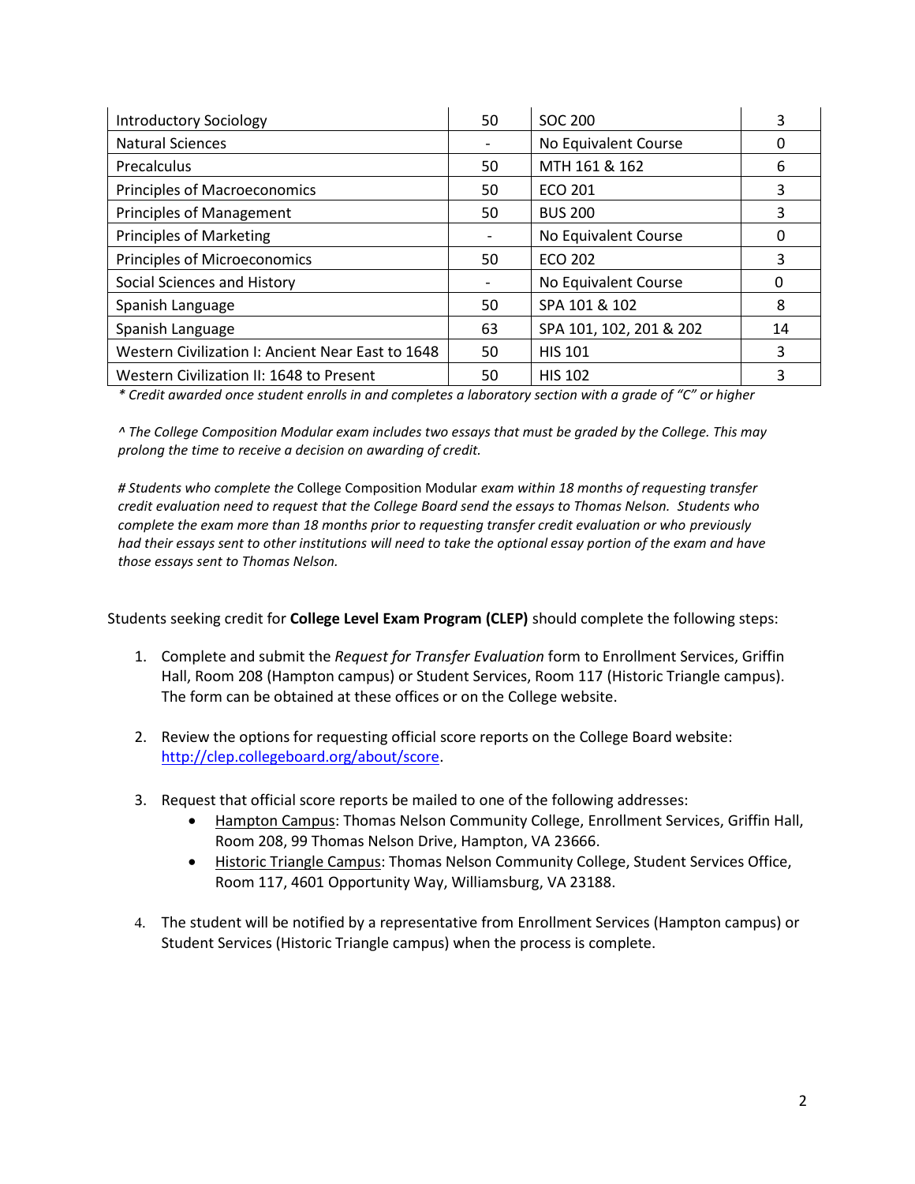| | | | |
|---|---|---|---|
| Introductory Sociology | 50 | SOC 200 | 3 |
| Natural Sciences | - | No Equivalent Course | 0 |
| Precalculus | 50 | MTH 161 & 162 | 6 |
| Principles of Macroeconomics | 50 | ECO 201 | 3 |
| Principles of Management | 50 | BUS 200 | 3 |
| Principles of Marketing | - | No Equivalent Course | 0 |
| Principles of Microeconomics | 50 | ECO 202 | 3 |
| Social Sciences and History | - | No Equivalent Course | 0 |
| Spanish Language | 50 | SPA 101 & 102 | 8 |
| Spanish Language | 63 | SPA 101, 102, 201 & 202 | 14 |
| Western Civilization I: Ancient Near East to 1648 | 50 | HIS 101 | 3 |
| Western Civilization II: 1648 to Present | 50 | HIS 102 | 3 |

*\* Credit awarded once student enrolls in and completes a laboratory section with a grade of "C" or higher*

*^ The College Composition Modular exam includes two essays that must be graded by the College. This may prolong the time to receive a decision on awarding of credit.*

*# Students who complete the* College Composition Modular *exam within 18 months of requesting transfer credit evaluation need to request that the College Board send the essays to Thomas Nelson. Students who complete the exam more than 18 months prior to requesting transfer credit evaluation or who previously had their essays sent to other institutions will need to take the optional essay portion of the exam and have those essays sent to Thomas Nelson.*

Students seeking credit for **College Level Exam Program (CLEP)** should complete the following steps:

1. Complete and submit the *Request for Transfer Evaluation* form to Enrollment Services, Griffin Hall, Room 208 (Hampton campus) or Student Services, Room 117 (Historic Triangle campus). The form can be obtained at these offices or on the College website.

2. Review the options for requesting official score reports on the College Board website: http://clep.collegeboard.org/about/score.

3. Request that official score reports be mailed to one of the following addresses:
   - Hampton Campus: Thomas Nelson Community College, Enrollment Services, Griffin Hall, Room 208, 99 Thomas Nelson Drive, Hampton, VA 23666.
   - Historic Triangle Campus: Thomas Nelson Community College, Student Services Office, Room 117, 4601 Opportunity Way, Williamsburg, VA 23188.

4. The student will be notified by a representative from Enrollment Services (Hampton campus) or Student Services (Historic Triangle campus) when the process is complete.